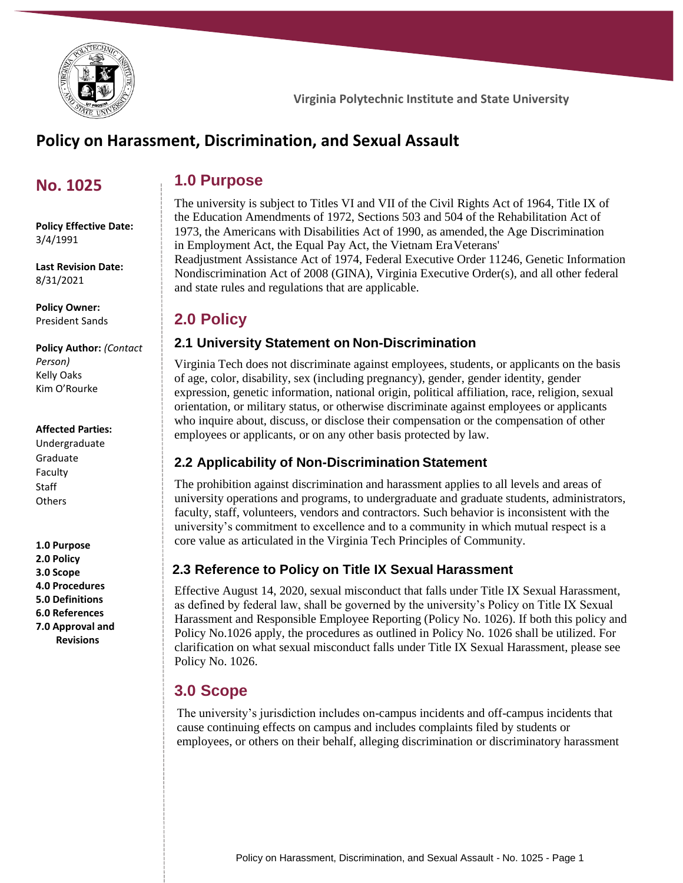Virginia Polytechnic Institute and State University

# Policy on Harassment, Discrimination, and Sexual Assault

## No. 1025

**Policy Effective Date:**
3/4/1991

**Last Revision Date:**
8/31/2021

**Policy Owner:**
President Sands

**Policy Author:** *(Contact Person)*
Kelly Oaks
Kim O'Rourke

**Affected Parties:**
Undergraduate
Graduate
Faculty
Staff
Others

**1.0 Purpose**
**2.0 Policy**
**3.0 Scope**
**4.0 Procedures**
**5.0 Definitions**
**6.0 References**
**7.0 Approval and Revisions**

## 1.0 Purpose

The university is subject to Titles VI and VII of the Civil Rights Act of 1964, Title IX of the Education Amendments of 1972, Sections 503 and 504 of the Rehabilitation Act of 1973, the Americans with Disabilities Act of 1990, as amended, the Age Discrimination in Employment Act, the Equal Pay Act, the Vietnam Era Veterans' Readjustment Assistance Act of 1974, Federal Executive Order 11246, Genetic Information Nondiscrimination Act of 2008 (GINA), Virginia Executive Order(s), and all other federal and state rules and regulations that are applicable.

## 2.0 Policy

### 2.1 University Statement on Non-Discrimination

Virginia Tech does not discriminate against employees, students, or applicants on the basis of age, color, disability, sex (including pregnancy), gender, gender identity, gender expression, genetic information, national origin, political affiliation, race, religion, sexual orientation, or military status, or otherwise discriminate against employees or applicants who inquire about, discuss, or disclose their compensation or the compensation of other employees or applicants, or on any other basis protected by law.

### 2.2 Applicability of Non-Discrimination Statement

The prohibition against discrimination and harassment applies to all levels and areas of university operations and programs, to undergraduate and graduate students, administrators, faculty, staff, volunteers, vendors and contractors. Such behavior is inconsistent with the university's commitment to excellence and to a community in which mutual respect is a core value as articulated in the Virginia Tech Principles of Community.

### 2.3 Reference to Policy on Title IX Sexual Harassment

Effective August 14, 2020, sexual misconduct that falls under Title IX Sexual Harassment, as defined by federal law, shall be governed by the university's Policy on Title IX Sexual Harassment and Responsible Employee Reporting (Policy No. 1026). If both this policy and Policy No.1026 apply, the procedures as outlined in Policy No. 1026 shall be utilized. For clarification on what sexual misconduct falls under Title IX Sexual Harassment, please see Policy No. 1026.

## 3.0 Scope

The university's jurisdiction includes on-campus incidents and off-campus incidents that cause continuing effects on campus and includes complaints filed by students or employees, or others on their behalf, alleging discrimination or discriminatory harassment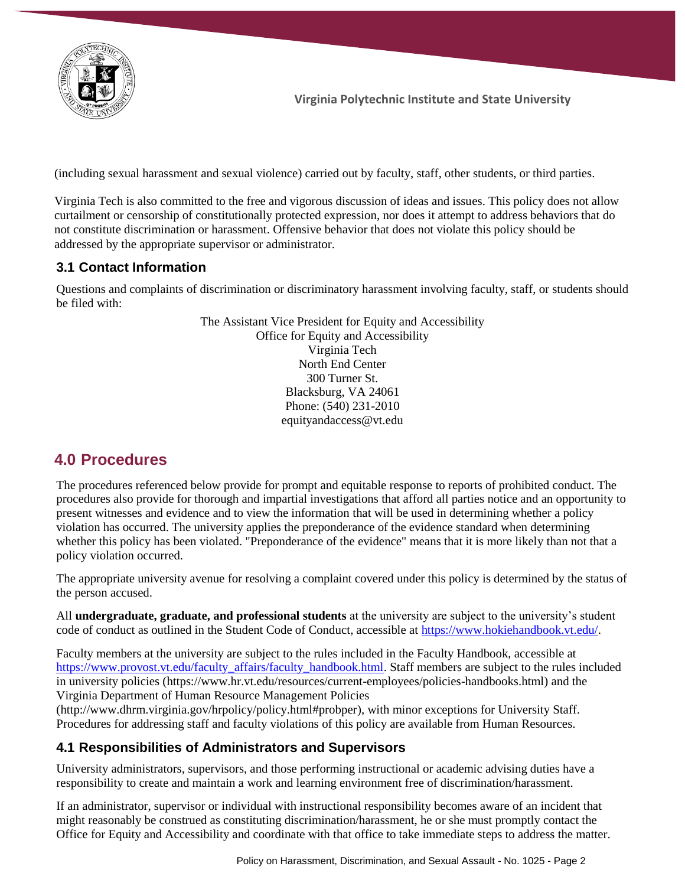(including sexual harassment and sexual violence) carried out by faculty, staff, other students, or third parties.

Virginia Tech is also committed to the free and vigorous discussion of ideas and issues. This policy does not allow curtailment or censorship of constitutionally protected expression, nor does it attempt to address behaviors that do not constitute discrimination or harassment. Offensive behavior that does not violate this policy should be addressed by the appropriate supervisor or administrator.

### 3.1 Contact Information

Questions and complaints of discrimination or discriminatory harassment involving faculty, staff, or students should be filed with:

The Assistant Vice President for Equity and Accessibility
Office for Equity and Accessibility
Virginia Tech
North End Center
300 Turner St.
Blacksburg, VA 24061
Phone: (540) 231-2010
equityandaccess@vt.edu

## 4.0 Procedures

The procedures referenced below provide for prompt and equitable response to reports of prohibited conduct. The procedures also provide for thorough and impartial investigations that afford all parties notice and an opportunity to present witnesses and evidence and to view the information that will be used in determining whether a policy violation has occurred. The university applies the preponderance of the evidence standard when determining whether this policy has been violated. "Preponderance of the evidence" means that it is more likely than not that a policy violation occurred.

The appropriate university avenue for resolving a complaint covered under this policy is determined by the status of the person accused.

All **undergraduate, graduate, and professional students** at the university are subject to the university's student code of conduct as outlined in the Student Code of Conduct, accessible at https://www.hokiehandbook.vt.edu/.

Faculty members at the university are subject to the rules included in the Faculty Handbook, accessible at https://www.provost.vt.edu/faculty_affairs/faculty_handbook.html. Staff members are subject to the rules included in university policies (https://www.hr.vt.edu/resources/current-employees/policies-handbooks.html) and the Virginia Department of Human Resource Management Policies (http://www.dhrm.virginia.gov/hrpolicy/policy.html#probper), with minor exceptions for University Staff. Procedures for addressing staff and faculty violations of this policy are available from Human Resources.

### 4.1 Responsibilities of Administrators and Supervisors

University administrators, supervisors, and those performing instructional or academic advising duties have a responsibility to create and maintain a work and learning environment free of discrimination/harassment.

If an administrator, supervisor or individual with instructional responsibility becomes aware of an incident that might reasonably be construed as constituting discrimination/harassment, he or she must promptly contact the Office for Equity and Accessibility and coordinate with that office to take immediate steps to address the matter.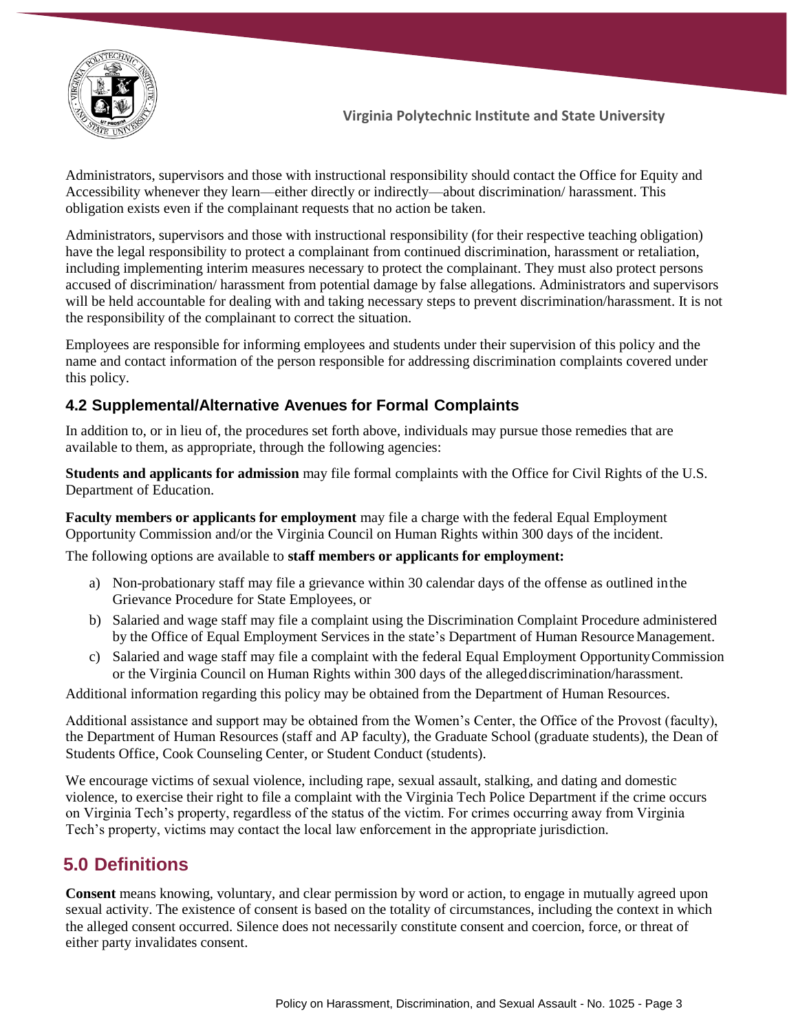Administrators, supervisors and those with instructional responsibility should contact the Office for Equity and Accessibility whenever they learn—either directly or indirectly—about discrimination/ harassment. This obligation exists even if the complainant requests that no action be taken.

Administrators, supervisors and those with instructional responsibility (for their respective teaching obligation) have the legal responsibility to protect a complainant from continued discrimination, harassment or retaliation, including implementing interim measures necessary to protect the complainant. They must also protect persons accused of discrimination/ harassment from potential damage by false allegations. Administrators and supervisors will be held accountable for dealing with and taking necessary steps to prevent discrimination/harassment. It is not the responsibility of the complainant to correct the situation.

Employees are responsible for informing employees and students under their supervision of this policy and the name and contact information of the person responsible for addressing discrimination complaints covered under this policy.

### 4.2 Supplemental/Alternative Avenues for Formal Complaints

In addition to, or in lieu of, the procedures set forth above, individuals may pursue those remedies that are available to them, as appropriate, through the following agencies:

**Students and applicants for admission** may file formal complaints with the Office for Civil Rights of the U.S. Department of Education.

**Faculty members or applicants for employment** may file a charge with the federal Equal Employment Opportunity Commission and/or the Virginia Council on Human Rights within 300 days of the incident.

The following options are available to **staff members or applicants for employment:**

a) Non-probationary staff may file a grievance within 30 calendar days of the offense as outlined in the Grievance Procedure for State Employees, or
b) Salaried and wage staff may file a complaint using the Discrimination Complaint Procedure administered by the Office of Equal Employment Services in the state's Department of Human Resource Management.
c) Salaried and wage staff may file a complaint with the federal Equal Employment Opportunity Commission or the Virginia Council on Human Rights within 300 days of the alleged discrimination/harassment.

Additional information regarding this policy may be obtained from the Department of Human Resources.

Additional assistance and support may be obtained from the Women's Center, the Office of the Provost (faculty), the Department of Human Resources (staff and AP faculty), the Graduate School (graduate students), the Dean of Students Office, Cook Counseling Center, or Student Conduct (students).

We encourage victims of sexual violence, including rape, sexual assault, stalking, and dating and domestic violence, to exercise their right to file a complaint with the Virginia Tech Police Department if the crime occurs on Virginia Tech's property, regardless of the status of the victim. For crimes occurring away from Virginia Tech's property, victims may contact the local law enforcement in the appropriate jurisdiction.

## 5.0 Definitions

**Consent** means knowing, voluntary, and clear permission by word or action, to engage in mutually agreed upon sexual activity. The existence of consent is based on the totality of circumstances, including the context in which the alleged consent occurred. Silence does not necessarily constitute consent and coercion, force, or threat of either party invalidates consent.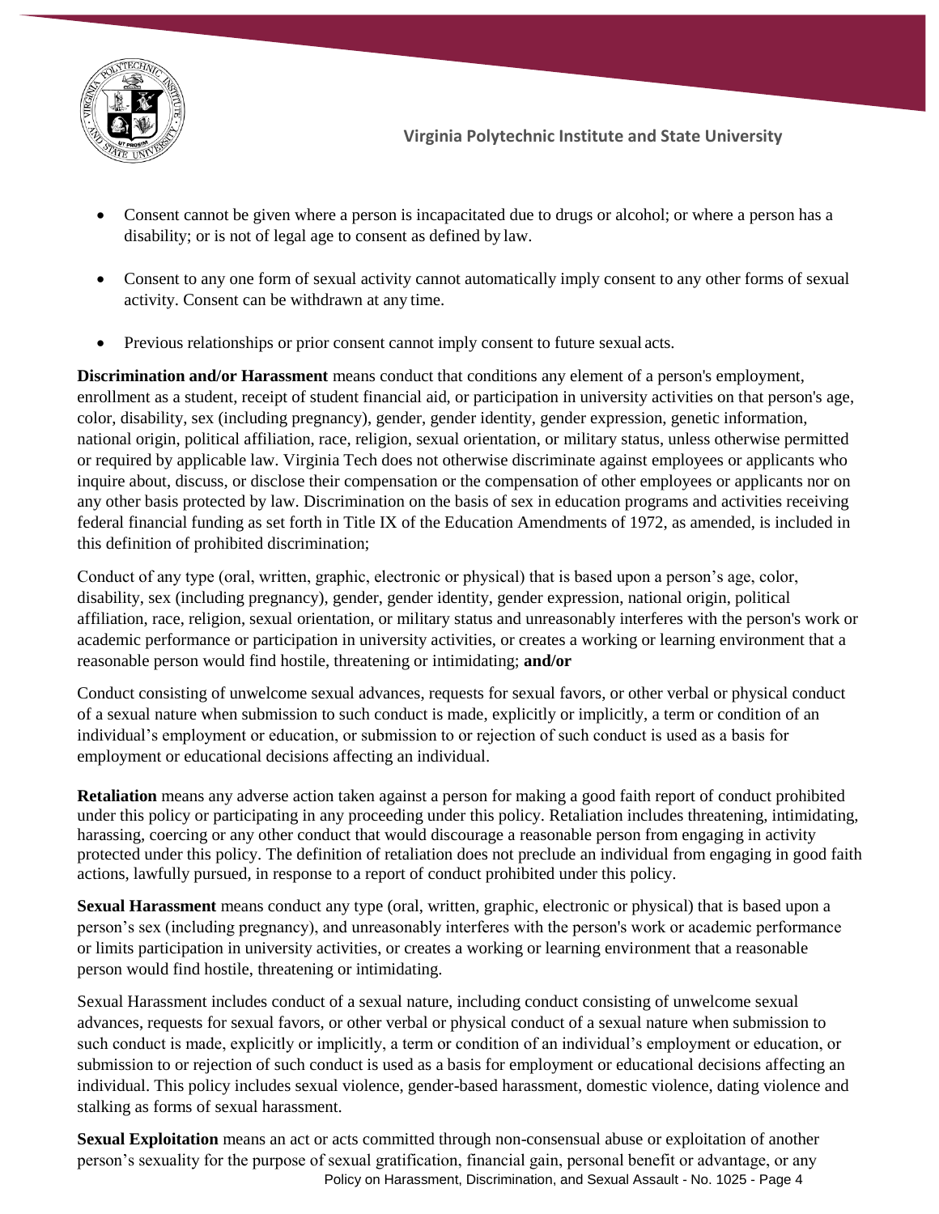- Consent cannot be given where a person is incapacitated due to drugs or alcohol; or where a person has a disability; or is not of legal age to consent as defined by law.

- Consent to any one form of sexual activity cannot automatically imply consent to any other forms of sexual activity. Consent can be withdrawn at any time.

- Previous relationships or prior consent cannot imply consent to future sexual acts.

**Discrimination and/or Harassment** means conduct that conditions any element of a person's employment, enrollment as a student, receipt of student financial aid, or participation in university activities on that person's age, color, disability, sex (including pregnancy), gender, gender identity, gender expression, genetic information, national origin, political affiliation, race, religion, sexual orientation, or military status, unless otherwise permitted or required by applicable law. Virginia Tech does not otherwise discriminate against employees or applicants who inquire about, discuss, or disclose their compensation or the compensation of other employees or applicants nor on any other basis protected by law. Discrimination on the basis of sex in education programs and activities receiving federal financial funding as set forth in Title IX of the Education Amendments of 1972, as amended, is included in this definition of prohibited discrimination;

Conduct of any type (oral, written, graphic, electronic or physical) that is based upon a person's age, color, disability, sex (including pregnancy), gender, gender identity, gender expression, national origin, political affiliation, race, religion, sexual orientation, or military status and unreasonably interferes with the person's work or academic performance or participation in university activities, or creates a working or learning environment that a reasonable person would find hostile, threatening or intimidating; **and/or**

Conduct consisting of unwelcome sexual advances, requests for sexual favors, or other verbal or physical conduct of a sexual nature when submission to such conduct is made, explicitly or implicitly, a term or condition of an individual's employment or education, or submission to or rejection of such conduct is used as a basis for employment or educational decisions affecting an individual.

**Retaliation** means any adverse action taken against a person for making a good faith report of conduct prohibited under this policy or participating in any proceeding under this policy. Retaliation includes threatening, intimidating, harassing, coercing or any other conduct that would discourage a reasonable person from engaging in activity protected under this policy. The definition of retaliation does not preclude an individual from engaging in good faith actions, lawfully pursued, in response to a report of conduct prohibited under this policy.

**Sexual Harassment** means conduct any type (oral, written, graphic, electronic or physical) that is based upon a person's sex (including pregnancy), and unreasonably interferes with the person's work or academic performance or limits participation in university activities, or creates a working or learning environment that a reasonable person would find hostile, threatening or intimidating.

Sexual Harassment includes conduct of a sexual nature, including conduct consisting of unwelcome sexual advances, requests for sexual favors, or other verbal or physical conduct of a sexual nature when submission to such conduct is made, explicitly or implicitly, a term or condition of an individual's employment or education, or submission to or rejection of such conduct is used as a basis for employment or educational decisions affecting an individual. This policy includes sexual violence, gender-based harassment, domestic violence, dating violence and stalking as forms of sexual harassment.

**Sexual Exploitation** means an act or acts committed through non-consensual abuse or exploitation of another person's sexuality for the purpose of sexual gratification, financial gain, personal benefit or advantage, or any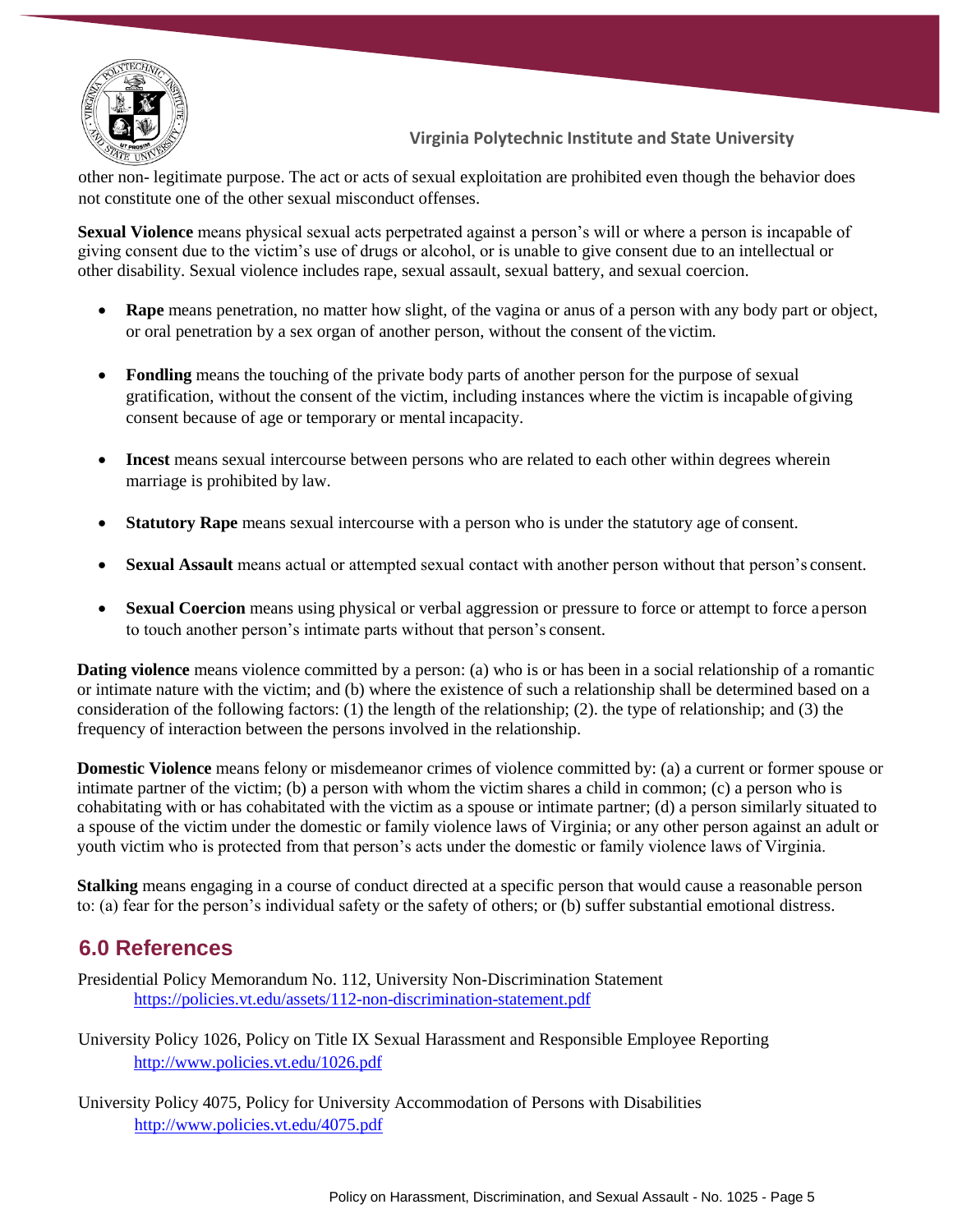other non- legitimate purpose. The act or acts of sexual exploitation are prohibited even though the behavior does not constitute one of the other sexual misconduct offenses.

**Sexual Violence** means physical sexual acts perpetrated against a person's will or where a person is incapable of giving consent due to the victim's use of drugs or alcohol, or is unable to give consent due to an intellectual or other disability. Sexual violence includes rape, sexual assault, sexual battery, and sexual coercion.

- **Rape** means penetration, no matter how slight, of the vagina or anus of a person with any body part or object, or oral penetration by a sex organ of another person, without the consent of the victim.
- **Fondling** means the touching of the private body parts of another person for the purpose of sexual gratification, without the consent of the victim, including instances where the victim is incapable of giving consent because of age or temporary or mental incapacity.
- **Incest** means sexual intercourse between persons who are related to each other within degrees wherein marriage is prohibited by law.
- **Statutory Rape** means sexual intercourse with a person who is under the statutory age of consent.
- **Sexual Assault** means actual or attempted sexual contact with another person without that person's consent.
- **Sexual Coercion** means using physical or verbal aggression or pressure to force or attempt to force a person to touch another person's intimate parts without that person's consent.

**Dating violence** means violence committed by a person: (a) who is or has been in a social relationship of a romantic or intimate nature with the victim; and (b) where the existence of such a relationship shall be determined based on a consideration of the following factors: (1) the length of the relationship; (2). the type of relationship; and (3) the frequency of interaction between the persons involved in the relationship.

**Domestic Violence** means felony or misdemeanor crimes of violence committed by: (a) a current or former spouse or intimate partner of the victim; (b) a person with whom the victim shares a child in common; (c) a person who is cohabitating with or has cohabitated with the victim as a spouse or intimate partner; (d) a person similarly situated to a spouse of the victim under the domestic or family violence laws of Virginia; or any other person against an adult or youth victim who is protected from that person's acts under the domestic or family violence laws of Virginia.

**Stalking** means engaging in a course of conduct directed at a specific person that would cause a reasonable person to: (a) fear for the person's individual safety or the safety of others; or (b) suffer substantial emotional distress.

## 6.0 References

Presidential Policy Memorandum No. 112, University Non-Discrimination Statement
https://policies.vt.edu/assets/112-non-discrimination-statement.pdf

University Policy 1026, Policy on Title IX Sexual Harassment and Responsible Employee Reporting
http://www.policies.vt.edu/1026.pdf

University Policy 4075, Policy for University Accommodation of Persons with Disabilities
http://www.policies.vt.edu/4075.pdf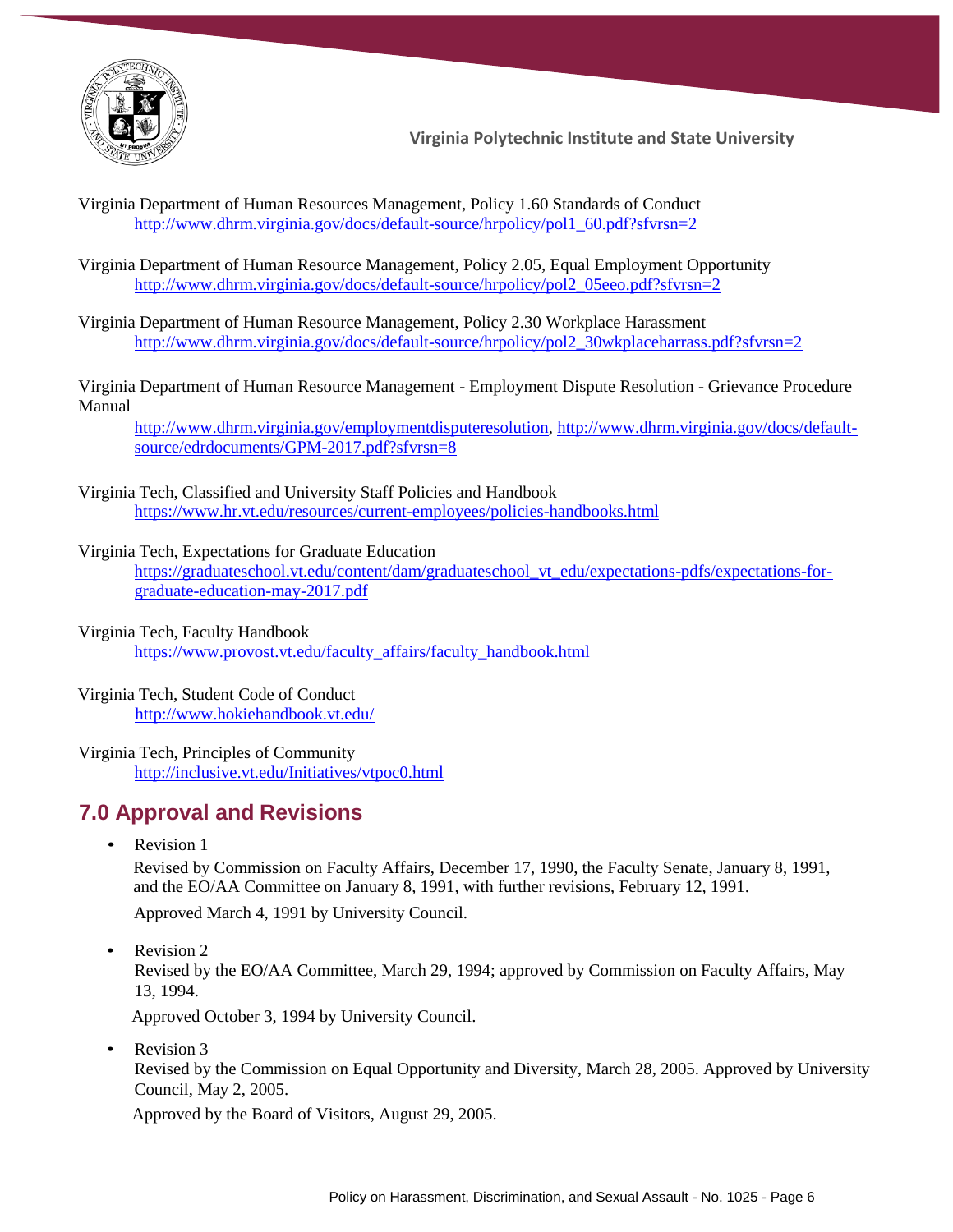Virginia Department of Human Resources Management, Policy 1.60 Standards of Conduct
http://www.dhrm.virginia.gov/docs/default-source/hrpolicy/pol1_60.pdf?sfvrsn=2

Virginia Department of Human Resource Management, Policy 2.05, Equal Employment Opportunity
http://www.dhrm.virginia.gov/docs/default-source/hrpolicy/pol2_05eeo.pdf?sfvrsn=2

Virginia Department of Human Resource Management, Policy 2.30 Workplace Harassment
http://www.dhrm.virginia.gov/docs/default-source/hrpolicy/pol2_30wkplaceharrass.pdf?sfvrsn=2

Virginia Department of Human Resource Management - Employment Dispute Resolution - Grievance Procedure Manual
http://www.dhrm.virginia.gov/employmentdisputeresolution, http://www.dhrm.virginia.gov/docs/default-source/edrdocuments/GPM-2017.pdf?sfvrsn=8

Virginia Tech, Classified and University Staff Policies and Handbook
https://www.hr.vt.edu/resources/current-employees/policies-handbooks.html

Virginia Tech, Expectations for Graduate Education
https://graduateschool.vt.edu/content/dam/graduateschool_vt_edu/expectations-pdfs/expectations-for-graduate-education-may-2017.pdf

Virginia Tech, Faculty Handbook
https://www.provost.vt.edu/faculty_affairs/faculty_handbook.html

Virginia Tech, Student Code of Conduct
http://www.hokiehandbook.vt.edu/

Virginia Tech, Principles of Community
http://inclusive.vt.edu/Initiatives/vtpoc0.html

## 7.0 Approval and Revisions

- Revision 1

  Revised by Commission on Faculty Affairs, December 17, 1990, the Faculty Senate, January 8, 1991, and the EO/AA Committee on January 8, 1991, with further revisions, February 12, 1991.

  Approved March 4, 1991 by University Council.

- Revision 2

  Revised by the EO/AA Committee, March 29, 1994; approved by Commission on Faculty Affairs, May 13, 1994.

  Approved October 3, 1994 by University Council.

- Revision 3

  Revised by the Commission on Equal Opportunity and Diversity, March 28, 2005. Approved by University Council, May 2, 2005.

  Approved by the Board of Visitors, August 29, 2005.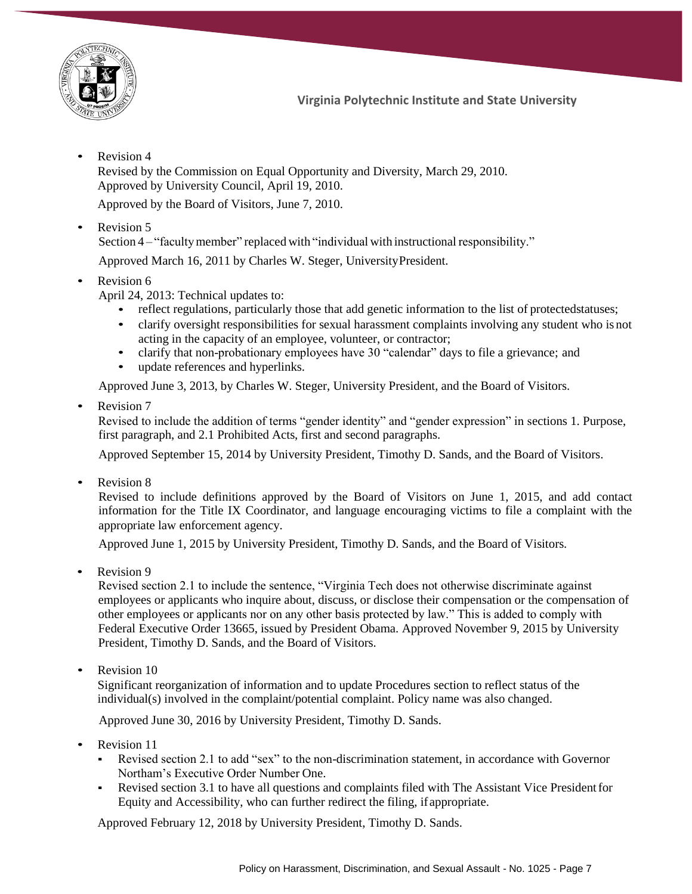- Revision 4
  Revised by the Commission on Equal Opportunity and Diversity, March 29, 2010.
  Approved by University Council, April 19, 2010.

  Approved by the Board of Visitors, June 7, 2010.

- Revision 5
  Section 4 – "faculty member" replaced with "individual with instructional responsibility."

  Approved March 16, 2011 by Charles W. Steger, University President.

- Revision 6
  April 24, 2013: Technical updates to:
  - reflect regulations, particularly those that add genetic information to the list of protected statuses;
  - clarify oversight responsibilities for sexual harassment complaints involving any student who is not acting in the capacity of an employee, volunteer, or contractor;
  - clarify that non-probationary employees have 30 "calendar" days to file a grievance; and
  - update references and hyperlinks.

  Approved June 3, 2013, by Charles W. Steger, University President, and the Board of Visitors.

- Revision 7
  Revised to include the addition of terms "gender identity" and "gender expression" in sections 1. Purpose, first paragraph, and 2.1 Prohibited Acts, first and second paragraphs.

  Approved September 15, 2014 by University President, Timothy D. Sands, and the Board of Visitors.

- Revision 8
  Revised to include definitions approved by the Board of Visitors on June 1, 2015, and add contact information for the Title IX Coordinator, and language encouraging victims to file a complaint with the appropriate law enforcement agency.

  Approved June 1, 2015 by University President, Timothy D. Sands, and the Board of Visitors.

- Revision 9
  Revised section 2.1 to include the sentence, "Virginia Tech does not otherwise discriminate against employees or applicants who inquire about, discuss, or disclose their compensation or the compensation of other employees or applicants nor on any other basis protected by law." This is added to comply with Federal Executive Order 13665, issued by President Obama. Approved November 9, 2015 by University President, Timothy D. Sands, and the Board of Visitors.

- Revision 10
  Significant reorganization of information and to update Procedures section to reflect status of the individual(s) involved in the complaint/potential complaint. Policy name was also changed.

  Approved June 30, 2016 by University President, Timothy D. Sands.

- Revision 11
  - Revised section 2.1 to add "sex" to the non-discrimination statement, in accordance with Governor Northam's Executive Order Number One.
  - Revised section 3.1 to have all questions and complaints filed with The Assistant Vice President for Equity and Accessibility, who can further redirect the filing, if appropriate.

  Approved February 12, 2018 by University President, Timothy D. Sands.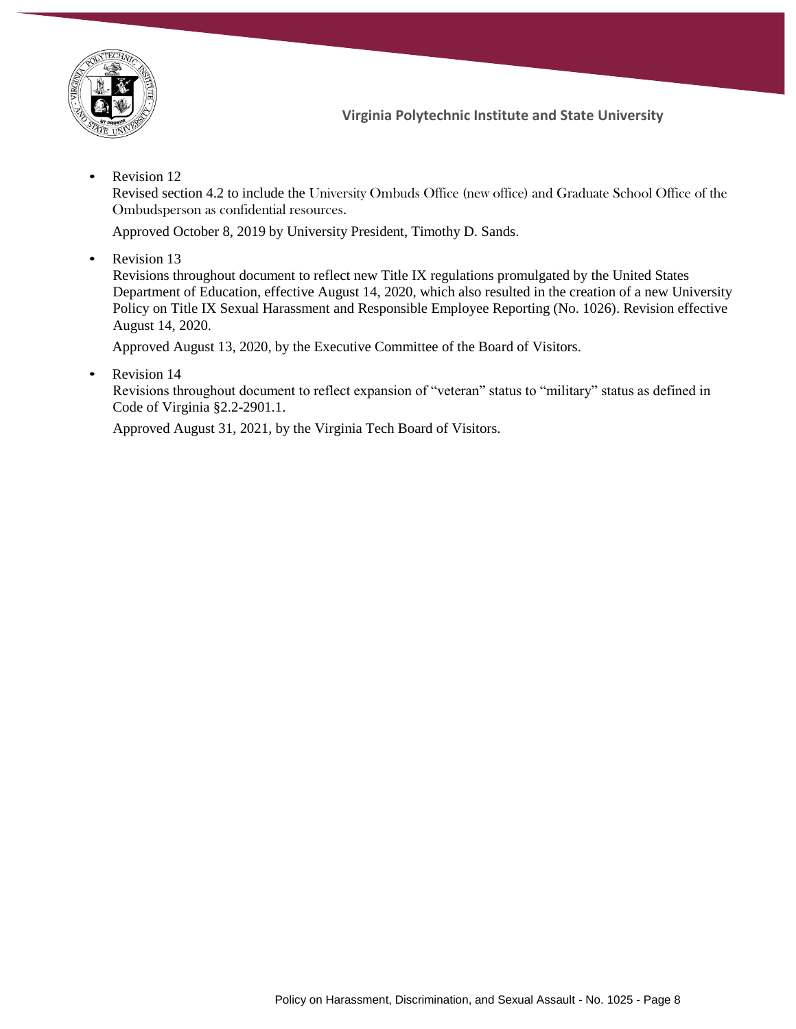- Revision 12

  Revised section 4.2 to include the University Ombuds Office (new office) and Graduate School Office of the Ombudsperson as confidential resources.

  Approved October 8, 2019 by University President, Timothy D. Sands.

- Revision 13

  Revisions throughout document to reflect new Title IX regulations promulgated by the United States Department of Education, effective August 14, 2020, which also resulted in the creation of a new University Policy on Title IX Sexual Harassment and Responsible Employee Reporting (No. 1026). Revision effective August 14, 2020.

  Approved August 13, 2020, by the Executive Committee of the Board of Visitors.

- Revision 14

  Revisions throughout document to reflect expansion of "veteran" status to "military" status as defined in Code of Virginia §2.2-2901.1.

  Approved August 31, 2021, by the Virginia Tech Board of Visitors.